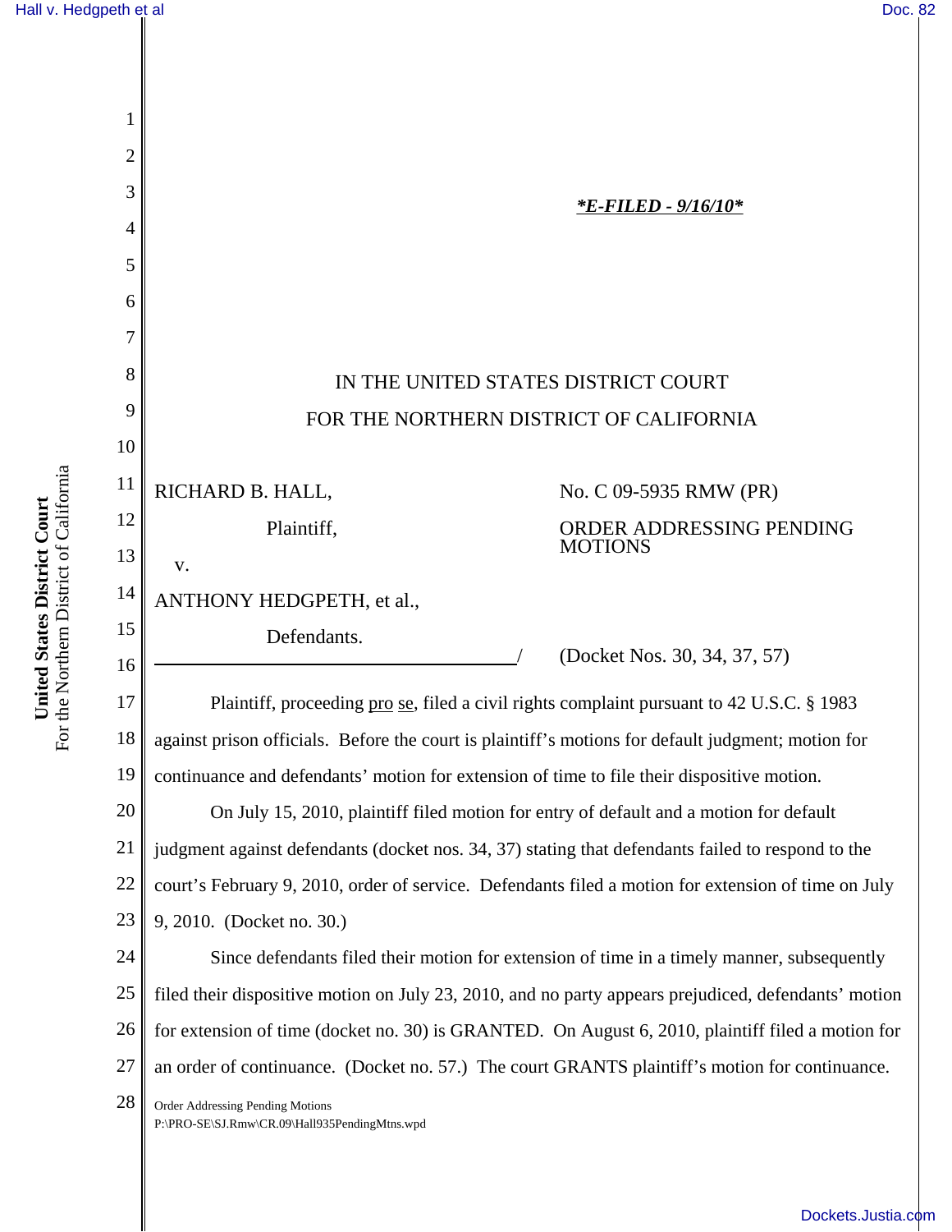*E-FILED - 9/16/10*

IN THE UNITED STATES DISTRICT COURT

FOR THE NORTHERN DISTRICT OF CALIFORNIA

RICHARD B. HALL,

Plaintiff,

v.

ANTHONY HEDGPETH, et al.,

Defendants.

No. C 09-5935 RMW (PR)

ORDER ADDRESSING PENDING MOTIONS

(Docket Nos. 30, 34, 37, 57)

Plaintiff, proceeding pro se, filed a civil rights complaint pursuant to 42 U.S.C. § 1983 against prison officials. Before the court is plaintiff's motions for default judgment; motion for continuance and defendants' motion for extension of time to file their dispositive motion.

On July 15, 2010, plaintiff filed motion for entry of default and a motion for default judgment against defendants (docket nos. 34, 37) stating that defendants failed to respond to the court's February 9, 2010, order of service. Defendants filed a motion for extension of time on July 9, 2010. (Docket no. 30.)

Since defendants filed their motion for extension of time in a timely manner, subsequently filed their dispositive motion on July 23, 2010, and no party appears prejudiced, defendants' motion for extension of time (docket no. 30) is GRANTED. On August 6, 2010, plaintiff filed a motion for an order of continuance. (Docket no. 57.) The court GRANTS plaintiff's motion for continuance.

Order Addressing Pending Motions
P:\PRO-SE\SJ.Rmw\CR.09\Hall935PendingMtns.wpd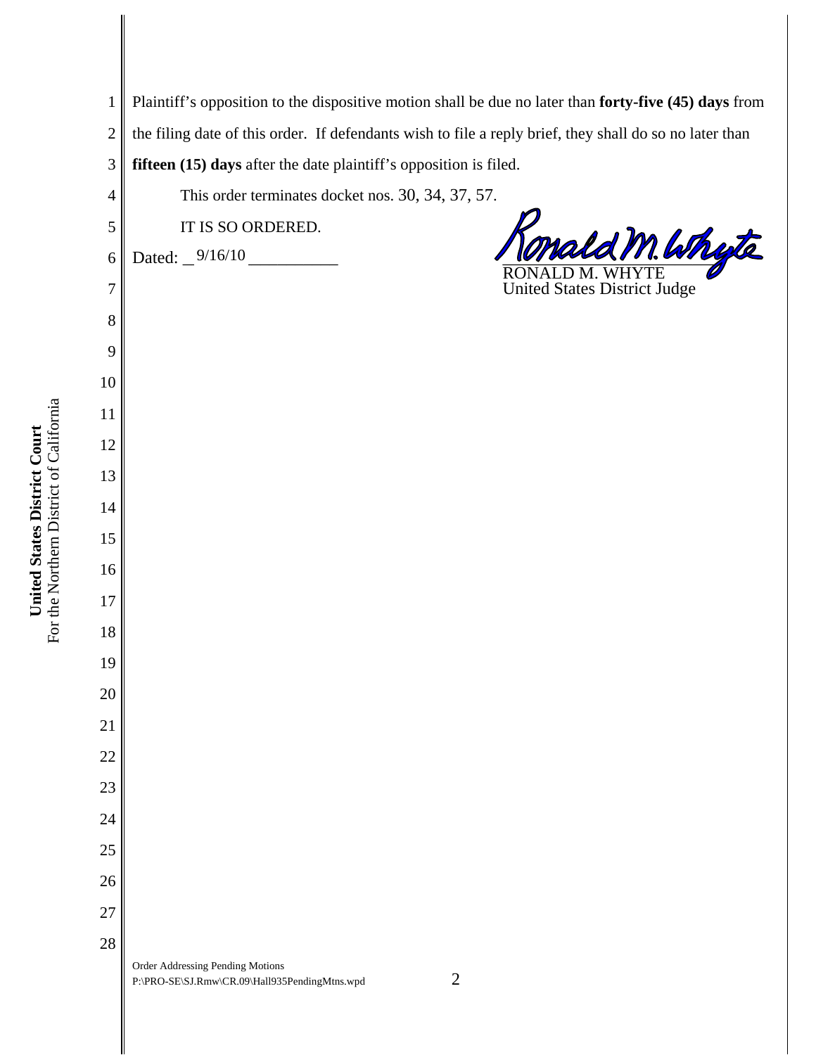Plaintiff's opposition to the dispositive motion shall be due no later than **forty-five (45) days** from the filing date of this order. If defendants wish to file a reply brief, they shall do so no later than **fifteen (15) days** after the date plaintiff's opposition is filed.

This order terminates docket nos. 30, 34, 37, 57.

IT IS SO ORDERED.

Dated: 9/16/10

RONALD M. WHYTE
United States District Judge